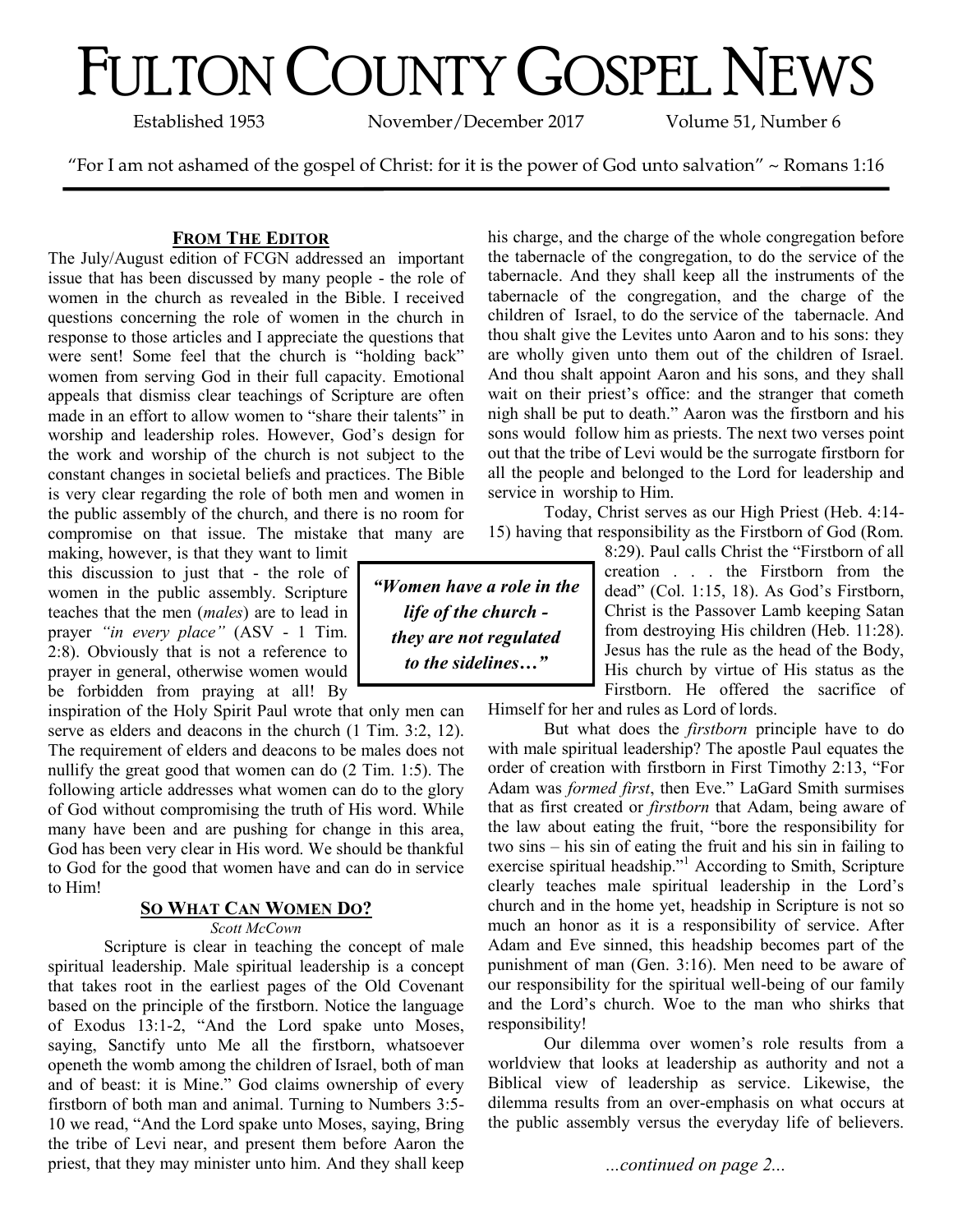# FULTON COUNTY GOSPEL NEWS

Established 1953 November/December 2017 Volume 51, Number 6

"For I am not ashamed of the gospel of Christ: for it is the power of God unto salvation" ~ Romans 1:16

## FROM THE EDITOR

The July/August edition of FCGN addressed an important issue that has been discussed by many people - the role of women in the church as revealed in the Bible. I received questions concerning the role of women in the church in response to those articles and I appreciate the questions that were sent! Some feel that the church is "holding back" women from serving God in their full capacity. Emotional appeals that dismiss clear teachings of Scripture are often made in an effort to allow women to "share their talents" in worship and leadership roles. However, God's design for the work and worship of the church is not subject to the constant changes in societal beliefs and practices. The Bible is very clear regarding the role of both men and women in the public assembly of the church, and there is no room for compromise on that issue. The mistake that many are making, however, is that they want to limit this discussion to just that - the role of women in the public assembly. Scripture teaches that the men (*males*) are to lead in prayer *"in every place"* (ASV - 1 Tim. 2:8). Obviously that is not a reference to prayer in general, otherwise women would be forbidden from praying at all! By inspiration of the Holy Spirit Paul wrote that only men can serve as elders and deacons in the church (1 Tim. 3:2, 12). The requirement of elders and deacons to be males does not nullify the great good that women can do (2 Tim. 1:5). The following article addresses what women can do to the glory of God without compromising the truth of His word. While many have been and are pushing for change in this area, God has been very clear in His word. We should be thankful to God for the good that women have and can do in service to Him!

## SO WHAT CAN WOMEN DO?

*Scott McCown*

Scripture is clear in teaching the concept of male spiritual leadership. Male spiritual leadership is a concept that takes root in the earliest pages of the Old Covenant based on the principle of the firstborn. Notice the language of Exodus 13:1-2, "And the Lord spake unto Moses, saying, Sanctify unto Me all the firstborn, whatsoever openeth the womb among the children of Israel, both of man and of beast: it is Mine." God claims ownership of every firstborn of both man and animal. Turning to Numbers 3:5-10 we read, "And the Lord spake unto Moses, saying, Bring the tribe of Levi near, and present them before Aaron the priest, that they may minister unto him. And they shall keep his charge, and the charge of the whole congregation before the tabernacle of the congregation, to do the service of the tabernacle. And they shall keep all the instruments of the tabernacle of the congregation, and the charge of the children of Israel, to do the service of the tabernacle. And thou shalt give the Levites unto Aaron and to his sons: they are wholly given unto them out of the children of Israel. And thou shalt appoint Aaron and his sons, and they shall wait on their priest's office: and the stranger that cometh nigh shall be put to death." Aaron was the firstborn and his sons would follow him as priests. The next two verses point out that the tribe of Levi would be the surrogate firstborn for all the people and belonged to the Lord for leadership and service in worship to Him.

Today, Christ serves as our High Priest (Heb. 4:14-15) having that responsibility as the Firstborn of God (Rom. 8:29). Paul calls Christ the "Firstborn of all creation . . . the Firstborn from the dead" (Col. 1:15, 18). As God's Firstborn, Christ is the Passover Lamb keeping Satan from destroying His children (Heb. 11:28). Jesus has the rule as the head of the Body, His church by virtue of His status as the Firstborn. He offered the sacrifice of Himself for her and rules as Lord of lords.

> ***"Women have a role in the life of the church - they are not regulated to the sidelines…"***

But what does the *firstborn* principle have to do with male spiritual leadership? The apostle Paul equates the order of creation with firstborn in First Timothy 2:13, "For Adam was *formed first*, then Eve." LaGard Smith surmises that as first created or *firstborn* that Adam, being aware of the law about eating the fruit, "bore the responsibility for two sins – his sin of eating the fruit and his sin in failing to exercise spiritual headship."[1] According to Smith, Scripture clearly teaches male spiritual leadership in the Lord's church and in the home yet, headship in Scripture is not so much an honor as it is a responsibility of service. After Adam and Eve sinned, this headship becomes part of the punishment of man (Gen. 3:16). Men need to be aware of our responsibility for the spiritual well-being of our family and the Lord's church. Woe to the man who shirks that responsibility!

Our dilemma over women's role results from a worldview that looks at leadership as authority and not a Biblical view of leadership as service. Likewise, the dilemma results from an over-emphasis on what occurs at the public assembly versus the everyday life of believers.

*...continued on page 2...*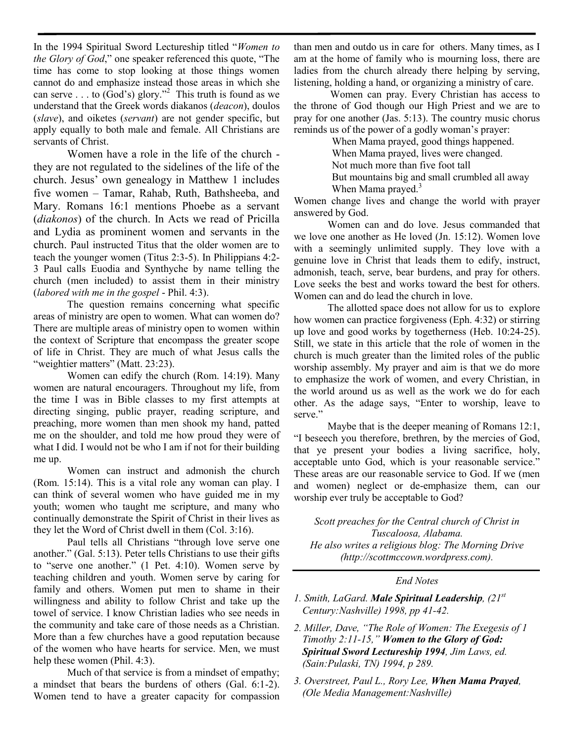In the 1994 Spiritual Sword Lectureship titled "*Women to the Glory of God*," one speaker referenced this quote, "The time has come to stop looking at those things women cannot do and emphasize instead those areas in which she can serve . . . to (God's) glory."[2] This truth is found as we understand that the Greek words diakanos (*deacon*), doulos (*slave*), and oiketes (*servant*) are not gender specific, but apply equally to both male and female. All Christians are servants of Christ.

Women have a role in the life of the church - they are not regulated to the sidelines of the life of the church. Jesus' own genealogy in Matthew 1 includes five women – Tamar, Rahab, Ruth, Bathsheeba, and Mary. Romans 16:1 mentions Phoebe as a servant (*diakonos*) of the church. In Acts we read of Pricilla and Lydia as prominent women and servants in the church. Paul instructed Titus that the older women are to teach the younger women (Titus 2:3-5). In Philippians 4:2-3 Paul calls Euodia and Synthyche by name telling the church (men included) to assist them in their ministry (*labored with me in the gospel* - Phil. 4:3).

The question remains concerning what specific areas of ministry are open to women. What can women do? There are multiple areas of ministry open to women within the context of Scripture that encompass the greater scope of life in Christ. They are much of what Jesus calls the "weightier matters" (Matt. 23:23).

Women can edify the church (Rom. 14:19). Many women are natural encouragers. Throughout my life, from the time I was in Bible classes to my first attempts at directing singing, public prayer, reading scripture, and preaching, more women than men shook my hand, patted me on the shoulder, and told me how proud they were of what I did. I would not be who I am if not for their building me up.

Women can instruct and admonish the church (Rom. 15:14). This is a vital role any woman can play. I can think of several women who have guided me in my youth; women who taught me scripture, and many who continually demonstrate the Spirit of Christ in their lives as they let the Word of Christ dwell in them (Col. 3:16).

Paul tells all Christians "through love serve one another." (Gal. 5:13). Peter tells Christians to use their gifts to "serve one another." (1 Pet. 4:10). Women serve by teaching children and youth. Women serve by caring for family and others. Women put men to shame in their willingness and ability to follow Christ and take up the towel of service. I know Christian ladies who see needs in the community and take care of those needs as a Christian. More than a few churches have a good reputation because of the women who have hearts for service. Men, we must help these women (Phil. 4:3).

Much of that service is from a mindset of empathy; a mindset that bears the burdens of others (Gal. 6:1-2). Women tend to have a greater capacity for compassion than men and outdo us in care for others. Many times, as I am at the home of family who is mourning loss, there are ladies from the church already there helping by serving, listening, holding a hand, or organizing a ministry of care.

Women can pray. Every Christian has access to the throne of God though our High Priest and we are to pray for one another (Jas. 5:13). The country music chorus reminds us of the power of a godly woman's prayer:

> When Mama prayed, good things happened.
> When Mama prayed, lives were changed.
> Not much more than five foot tall
> But mountains big and small crumbled all away
> When Mama prayed.[3]

Women change lives and change the world with prayer answered by God.

Women can and do love. Jesus commanded that we love one another as He loved (Jn. 15:12). Women love with a seemingly unlimited supply. They love with a genuine love in Christ that leads them to edify, instruct, admonish, teach, serve, bear burdens, and pray for others. Love seeks the best and works toward the best for others. Women can and do lead the church in love.

The allotted space does not allow for us to explore how women can practice forgiveness (Eph. 4:32) or stirring up love and good works by togetherness (Heb. 10:24-25). Still, we state in this article that the role of women in the church is much greater than the limited roles of the public worship assembly. My prayer and aim is that we do more to emphasize the work of women, and every Christian, in the world around us as well as the work we do for each other. As the adage says, "Enter to worship, leave to serve."

Maybe that is the deeper meaning of Romans 12:1, "I beseech you therefore, brethren, by the mercies of God, that ye present your bodies a living sacrifice, holy, acceptable unto God, which is your reasonable service." These areas are our reasonable service to God. If we (men and women) neglect or de-emphasize them, can our worship ever truly be acceptable to God?

*Scott preaches for the Central church of Christ in Tuscaloosa, Alabama.*
*He also writes a religious blog: The Morning Drive (http://scottmccown.wordpress.com).*

*End Notes*

1. *Smith, LaGard.* ***Male Spiritual Leadership****, (21st Century:Nashville) 1998, pp 41-42.*
2. *Miller, Dave, "The Role of Women: The Exegesis of 1 Timothy 2:11-15,"* ***Women to the Glory of God: Spiritual Sword Lectureship 1994****, Jim Laws, ed. (Sain:Pulaski, TN) 1994, p 289.*
3. *Overstreet, Paul L., Rory Lee,* ***When Mama Prayed****, (Ole Media Management:Nashville)*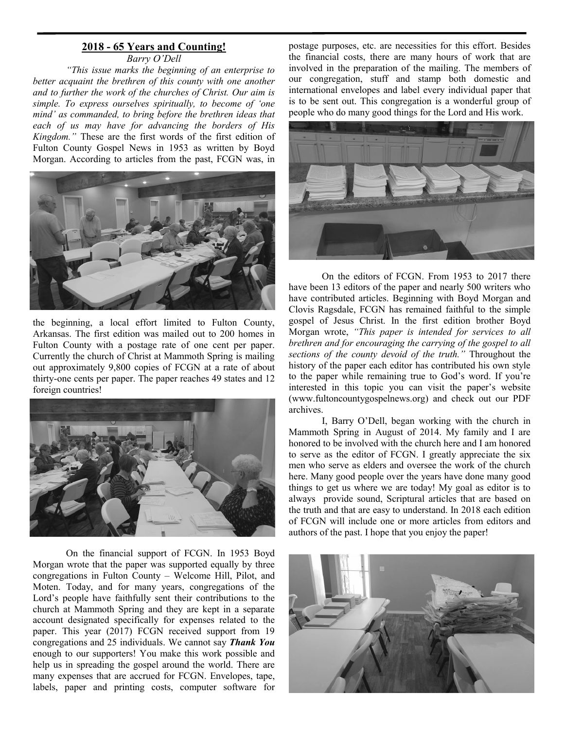## 2018 - 65 Years and Counting!

*Barry O'Dell*

*"This issue marks the beginning of an enterprise to better acquaint the brethren of this county with one another and to further the work of the churches of Christ. Our aim is simple. To express ourselves spiritually, to become of 'one mind' as commanded, to bring before the brethren ideas that each of us may have for advancing the borders of His Kingdom."* These are the first words of the first edition of Fulton County Gospel News in 1953 as written by Boyd Morgan. According to articles from the past, FCGN was, in the beginning, a local effort limited to Fulton County, Arkansas. The first edition was mailed out to 200 homes in Fulton County with a postage rate of one cent per paper. Currently the church of Christ at Mammoth Spring is mailing out approximately 9,800 copies of FCGN at a rate of about thirty-one cents per paper. The paper reaches 49 states and 12 foreign countries!

On the financial support of FCGN. In 1953 Boyd Morgan wrote that the paper was supported equally by three congregations in Fulton County – Welcome Hill, Pilot, and Moten. Today, and for many years, congregations of the Lord's people have faithfully sent their contributions to the church at Mammoth Spring and they are kept in a separate account designated specifically for expenses related to the paper. This year (2017) FCGN received support from 19 congregations and 25 individuals. We cannot say ***Thank You*** enough to our supporters! You make this work possible and help us in spreading the gospel around the world. There are many expenses that are accrued for FCGN. Envelopes, tape, labels, paper and printing costs, computer software for postage purposes, etc. are necessities for this effort. Besides the financial costs, there are many hours of work that are involved in the preparation of the mailing. The members of our congregation, stuff and stamp both domestic and international envelopes and label every individual paper that is to be sent out. This congregation is a wonderful group of people who do many good things for the Lord and His work.

On the editors of FCGN. From 1953 to 2017 there have been 13 editors of the paper and nearly 500 writers who have contributed articles. Beginning with Boyd Morgan and Clovis Ragsdale, FCGN has remained faithful to the simple gospel of Jesus Christ. In the first edition brother Boyd Morgan wrote, *"This paper is intended for services to all brethren and for encouraging the carrying of the gospel to all sections of the county devoid of the truth."* Throughout the history of the paper each editor has contributed his own style to the paper while remaining true to God's word. If you're interested in this topic you can visit the paper's website (www.fultoncountygospelnews.org) and check out our PDF archives.

I, Barry O'Dell, began working with the church in Mammoth Spring in August of 2014. My family and I are honored to be involved with the church here and I am honored to serve as the editor of FCGN. I greatly appreciate the six men who serve as elders and oversee the work of the church here. Many good people over the years have done many good things to get us where we are today! My goal as editor is to always provide sound, Scriptural articles that are based on the truth and that are easy to understand. In 2018 each edition of FCGN will include one or more articles from editors and authors of the past. I hope that you enjoy the paper!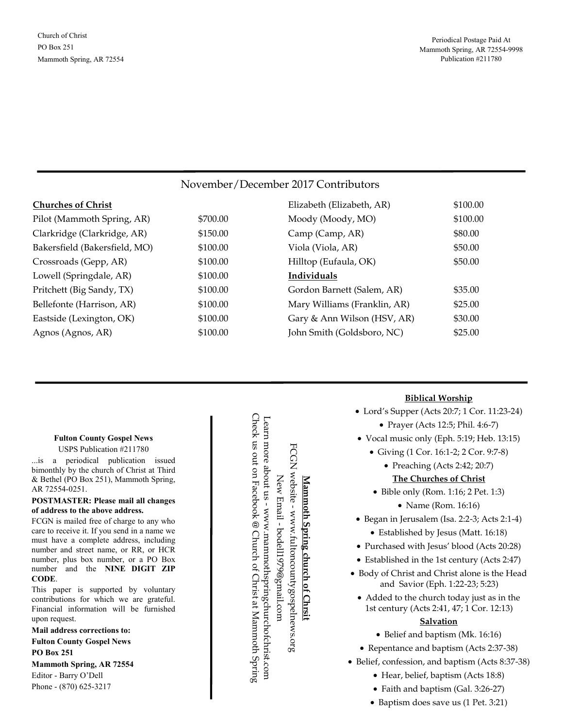Church of Christ
PO Box 251
Mammoth Spring, AR 72554

Periodical Postage Paid At
Mammoth Spring, AR 72554-9998
Publication #211780

## November/December 2017 Contributors

| | | | |
|---|---|---|---|
| **Churches of Christ** | | Elizabeth (Elizabeth, AR) | $100.00 |
| Pilot (Mammoth Spring, AR) | $700.00 | Moody (Moody, MO) | $100.00 |
| Clarkridge (Clarkridge, AR) | $150.00 | Camp (Camp, AR) | $80.00 |
| Bakersfield (Bakersfield, MO) | $100.00 | Viola (Viola, AR) | $50.00 |
| Crossroads (Gepp, AR) | $100.00 | Hilltop (Eufaula, OK) | $50.00 |
| Lowell (Springdale, AR) | $100.00 | **Individuals** | |
| Pritchett (Big Sandy, TX) | $100.00 | Gordon Barnett (Salem, AR) | $35.00 |
| Bellefonte (Harrison, AR) | $100.00 | Mary Williams (Franklin, AR) | $25.00 |
| Eastside (Lexington, OK) | $100.00 | Gary & Ann Wilson (HSV, AR) | $30.00 |
| Agnos (Agnos, AR) | $100.00 | John Smith (Goldsboro, NC) | $25.00 |

**Fulton County Gospel News**

USPS Publication #211780

...is a periodical publication issued bimonthly by the church of Christ at Third & Bethel (PO Box 251), Mammoth Spring, AR 72554-0251.

**POSTMASTER: Please mail all changes of address to the above address.**

FCGN is mailed free of charge to any who care to receive it. If you send in a name we must have a complete address, including number and street name, or RR, or HCR number, plus box number, or a PO Box number and the **NINE DIGIT ZIP CODE**.

This paper is supported by voluntary contributions for which we are grateful. Financial information will be furnished upon request.

**Mail address corrections to:**
**Fulton County Gospel News**
**PO Box 251**
**Mammoth Spring, AR 72554**

Editor - Barry O'Dell
Phone - (870) 625-3217

**Mammoth Spring church of Chrsit**

FCGN website - www.fultoncountygospelnews.org

New Email - bodell1979@gmail.com

Learn more about us - www.mammothspringchurchofchrist.com

Check us out on Facebook @ Church of Christ at Mammoth Spring

**Biblical Worship**

- Lord's Supper (Acts 20:7; 1 Cor. 11:23-24)
- Prayer (Acts 12:5; Phil. 4:6-7)
- Vocal music only (Eph. 5:19; Heb. 13:15)
- Giving (1 Cor. 16:1-2; 2 Cor. 9:7-8)
- Preaching (Acts 2:42; 20:7)

**The Churches of Christ**

- Bible only (Rom. 1:16; 2 Pet. 1:3)
- Name (Rom. 16:16)
- Began in Jerusalem (Isa. 2:2-3; Acts 2:1-4)
- Established by Jesus (Matt. 16:18)
- Purchased with Jesus' blood (Acts 20:28)
- Established in the 1st century (Acts 2:47)
- Body of Christ and Christ alone is the Head and Savior (Eph. 1:22-23; 5:23)
- Added to the church today just as in the 1st century (Acts 2:41, 47; 1 Cor. 12:13)

**Salvation**

- Belief and baptism (Mk. 16:16)
- Repentance and baptism (Acts 2:37-38)
- Belief, confession, and baptism (Acts 8:37-38)
- Hear, belief, baptism (Acts 18:8)
- Faith and baptism (Gal. 3:26-27)
- Baptism does save us (1 Pet. 3:21)